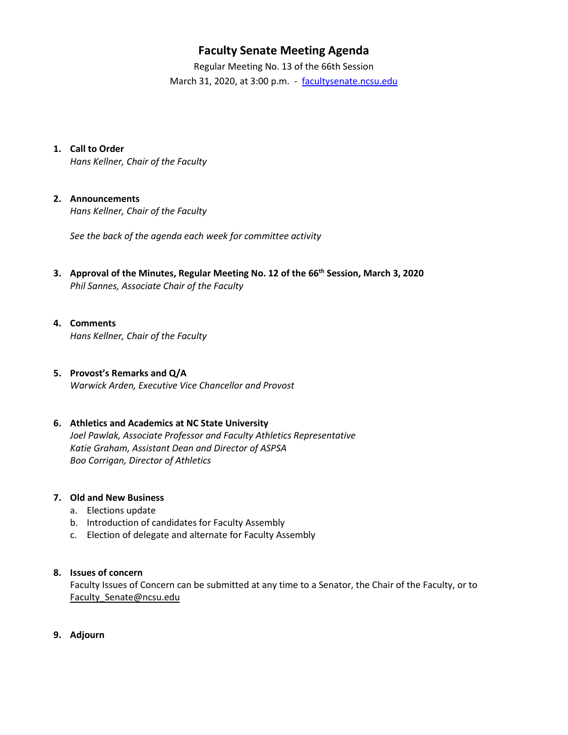# Faculty Senate Meeting Agenda

Regular Meeting No. 13 of the 66th Session

March 31, 2020, at 3:00 p.m. - facultysenate.ncsu.edu

1. **Call to Order**
   *Hans Kellner, Chair of the Faculty*

2. **Announcements**
   *Hans Kellner, Chair of the Faculty*

   *See the back of the agenda each week for committee activity*

3. **Approval of the Minutes, Regular Meeting No. 12 of the 66th Session, March 3, 2020**
   *Phil Sannes, Associate Chair of the Faculty*

4. **Comments**
   *Hans Kellner, Chair of the Faculty*

5. **Provost's Remarks and Q/A**
   *Warwick Arden, Executive Vice Chancellor and Provost*

6. **Athletics and Academics at NC State University**
   *Joel Pawlak, Associate Professor and Faculty Athletics Representative*
   *Katie Graham, Assistant Dean and Director of ASPSA*
   *Boo Corrigan, Director of Athletics*

7. **Old and New Business**
   a. Elections update
   b. Introduction of candidates for Faculty Assembly
   c. Election of delegate and alternate for Faculty Assembly

8. **Issues of concern**
   Faculty Issues of Concern can be submitted at any time to a Senator, the Chair of the Faculty, or to Faculty_Senate@ncsu.edu

9. **Adjourn**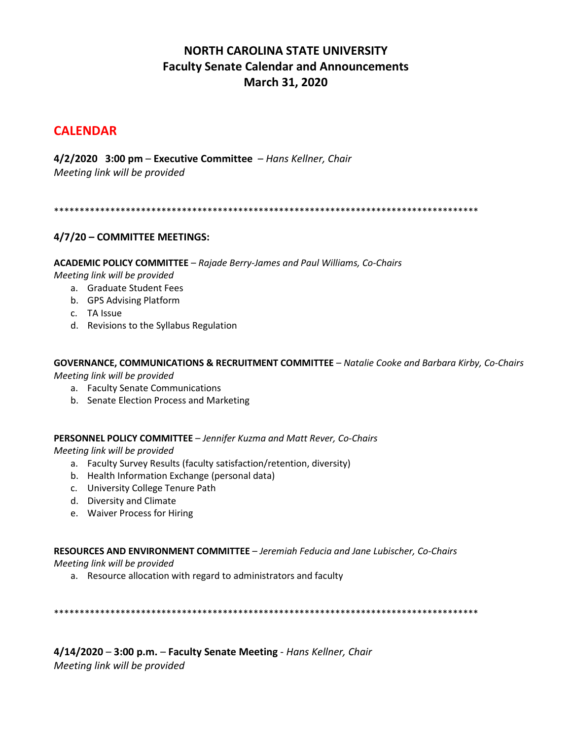# NORTH CAROLINA STATE UNIVERSITY
# Faculty Senate Calendar and Announcements
# March 31, 2020

## CALENDAR

**4/2/2020 3:00 pm** – **Executive Committee** – *Hans Kellner, Chair*
*Meeting link will be provided*

***************************************************************************************

### 4/7/20 – COMMITTEE MEETINGS:

**ACADEMIC POLICY COMMITTEE** – *Rajade Berry-James and Paul Williams, Co-Chairs*
*Meeting link will be provided*

a. Graduate Student Fees
b. GPS Advising Platform
c. TA Issue
d. Revisions to the Syllabus Regulation

**GOVERNANCE, COMMUNICATIONS & RECRUITMENT COMMITTEE** – *Natalie Cooke and Barbara Kirby, Co-Chairs*
*Meeting link will be provided*

a. Faculty Senate Communications
b. Senate Election Process and Marketing

**PERSONNEL POLICY COMMITTEE** – *Jennifer Kuzma and Matt Rever, Co-Chairs*
*Meeting link will be provided*

a. Faculty Survey Results (faculty satisfaction/retention, diversity)
b. Health Information Exchange (personal data)
c. University College Tenure Path
d. Diversity and Climate
e. Waiver Process for Hiring

**RESOURCES AND ENVIRONMENT COMMITTEE** – *Jeremiah Feducia and Jane Lubischer, Co-Chairs*
*Meeting link will be provided*

a. Resource allocation with regard to administrators and faculty

***************************************************************************************

**4/14/2020** – **3:00 p.m.** – **Faculty Senate Meeting** - *Hans Kellner, Chair*
*Meeting link will be provided*